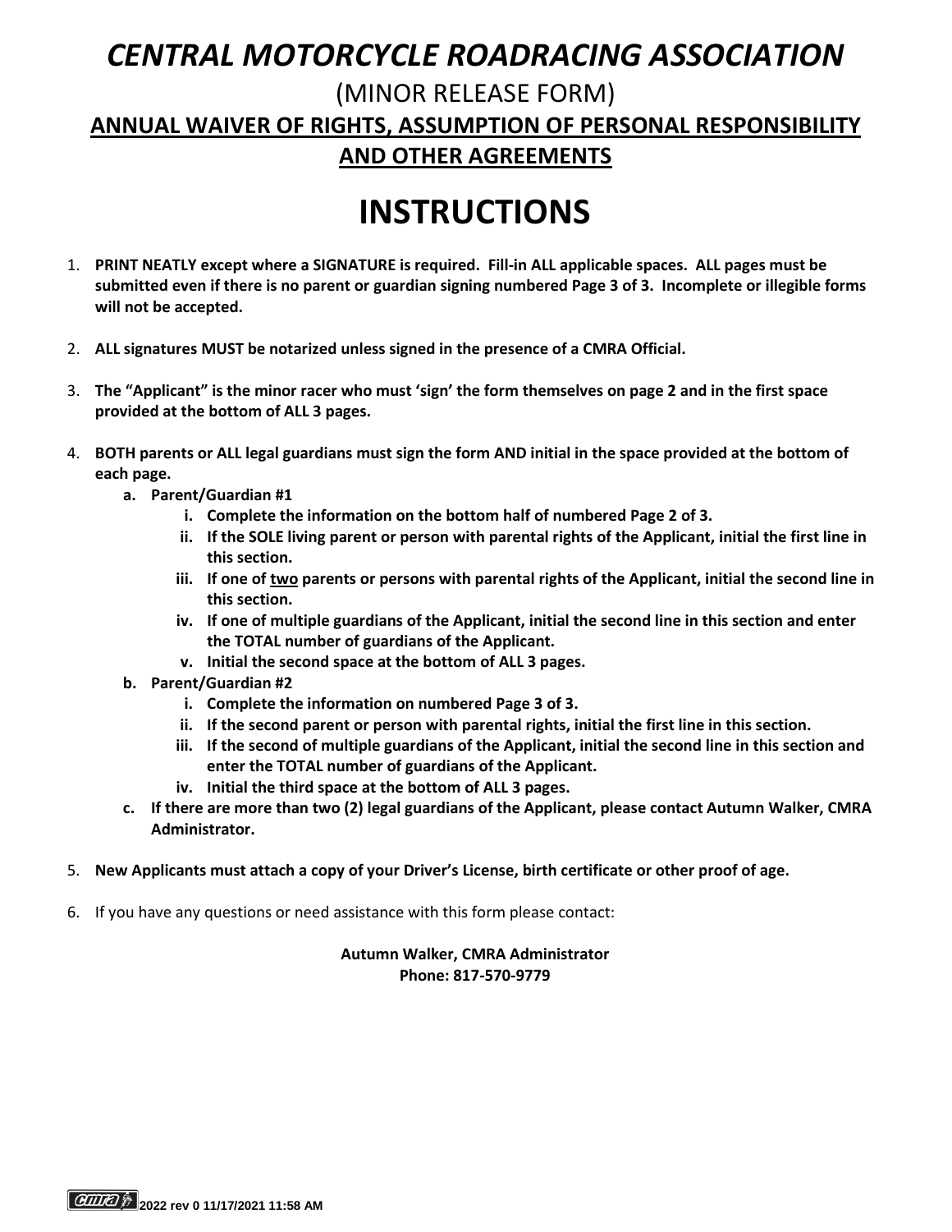# *CENTRAL MOTORCYCLE ROADRACING ASSOCIATION*

(MINOR RELEASE FORM)

## **ANNUAL WAIVER OF RIGHTS, ASSUMPTION OF PERSONAL RESPONSIBILITY AND OTHER AGREEMENTS**

# INSTRUCTIONS

1. **PRINT NEATLY except where a SIGNATURE is required. Fill-in ALL applicable spaces. ALL pages must be submitted even if there is no parent or guardian signing numbered Page 3 of 3. Incomplete or illegible forms will not be accepted.**

2. **ALL signatures MUST be notarized unless signed in the presence of a CMRA Official.**

3. **The "Applicant" is the minor racer who must 'sign' the form themselves on page 2 and in the first space provided at the bottom of ALL 3 pages.**

4. **BOTH parents or ALL legal guardians must sign the form AND initial in the space provided at the bottom of each page.**
   a. **Parent/Guardian #1**
      i. **Complete the information on the bottom half of numbered Page 2 of 3.**
      ii. **If the SOLE living parent or person with parental rights of the Applicant, initial the first line in this section.**
      iii. **If one of <u>two</u> parents or persons with parental rights of the Applicant, initial the second line in this section.**
      iv. **If one of multiple guardians of the Applicant, initial the second line in this section and enter the TOTAL number of guardians of the Applicant.**
      v. **Initial the second space at the bottom of ALL 3 pages.**
   b. **Parent/Guardian #2**
      i. **Complete the information on numbered Page 3 of 3.**
      ii. **If the second parent or person with parental rights, initial the first line in this section.**
      iii. **If the second of multiple guardians of the Applicant, initial the second line in this section and enter the TOTAL number of guardians of the Applicant.**
      iv. **Initial the third space at the bottom of ALL 3 pages.**
   c. **If there are more than two (2) legal guardians of the Applicant, please contact Autumn Walker, CMRA Administrator.**

5. **New Applicants must attach a copy of your Driver's License, birth certificate or other proof of age.**

6. If you have any questions or need assistance with this form please contact:

**Autumn Walker, CMRA Administrator**
**Phone: 817-570-9779**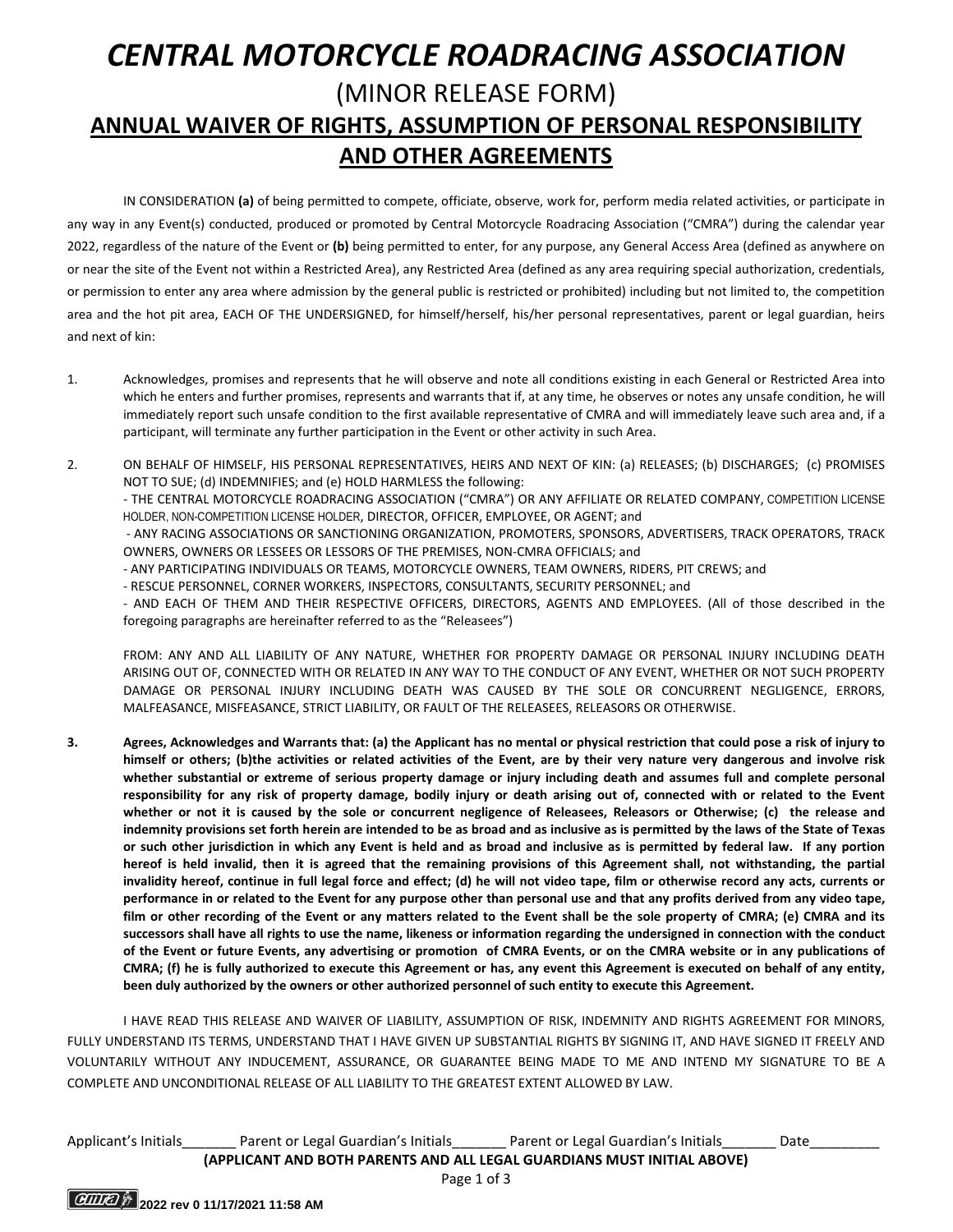# CENTRAL MOTORCYCLE ROADRACING ASSOCIATION

## (MINOR RELEASE FORM)

## ANNUAL WAIVER OF RIGHTS, ASSUMPTION OF PERSONAL RESPONSIBILITY AND OTHER AGREEMENTS

IN CONSIDERATION **(a)** of being permitted to compete, officiate, observe, work for, perform media related activities, or participate in any way in any Event(s) conducted, produced or promoted by Central Motorcycle Roadracing Association ("CMRA") during the calendar year 2022, regardless of the nature of the Event or **(b)** being permitted to enter, for any purpose, any General Access Area (defined as anywhere on or near the site of the Event not within a Restricted Area), any Restricted Area (defined as any area requiring special authorization, credentials, or permission to enter any area where admission by the general public is restricted or prohibited) including but not limited to, the competition area and the hot pit area, EACH OF THE UNDERSIGNED, for himself/herself, his/her personal representatives, parent or legal guardian, heirs and next of kin:

1. Acknowledges, promises and represents that he will observe and note all conditions existing in each General or Restricted Area into which he enters and further promises, represents and warrants that if, at any time, he observes or notes any unsafe condition, he will immediately report such unsafe condition to the first available representative of CMRA and will immediately leave such area and, if a participant, will terminate any further participation in the Event or other activity in such Area.

2. ON BEHALF OF HIMSELF, HIS PERSONAL REPRESENTATIVES, HEIRS AND NEXT OF KIN: (a) RELEASES; (b) DISCHARGES; (c) PROMISES NOT TO SUE; (d) INDEMNIFIES; and (e) HOLD HARMLESS the following:
   - THE CENTRAL MOTORCYCLE ROADRACING ASSOCIATION ("CMRA") OR ANY AFFILIATE OR RELATED COMPANY, COMPETITION LICENSE HOLDER, NON-COMPETITION LICENSE HOLDER, DIRECTOR, OFFICER, EMPLOYEE, OR AGENT; and
   - ANY RACING ASSOCIATIONS OR SANCTIONING ORGANIZATION, PROMOTERS, SPONSORS, ADVERTISERS, TRACK OPERATORS, TRACK OWNERS, OWNERS OR LESSEES OR LESSORS OF THE PREMISES, NON-CMRA OFFICIALS; and
   - ANY PARTICIPATING INDIVIDUALS OR TEAMS, MOTORCYCLE OWNERS, TEAM OWNERS, RIDERS, PIT CREWS; and
   - RESCUE PERSONNEL, CORNER WORKERS, INSPECTORS, CONSULTANTS, SECURITY PERSONNEL; and
   - AND EACH OF THEM AND THEIR RESPECTIVE OFFICERS, DIRECTORS, AGENTS AND EMPLOYEES. (All of those described in the foregoing paragraphs are hereinafter referred to as the "Releasees")

   FROM: ANY AND ALL LIABILITY OF ANY NATURE, WHETHER FOR PROPERTY DAMAGE OR PERSONAL INJURY INCLUDING DEATH ARISING OUT OF, CONNECTED WITH OR RELATED IN ANY WAY TO THE CONDUCT OF ANY EVENT, WHETHER OR NOT SUCH PROPERTY DAMAGE OR PERSONAL INJURY INCLUDING DEATH WAS CAUSED BY THE SOLE OR CONCURRENT NEGLIGENCE, ERRORS, MALFEASANCE, MISFEASANCE, STRICT LIABILITY, OR FAULT OF THE RELEASEES, RELEASORS OR OTHERWISE.

3. **Agrees, Acknowledges and Warrants that: (a) the Applicant has no mental or physical restriction that could pose a risk of injury to himself or others; (b)the activities or related activities of the Event, are by their very nature very dangerous and involve risk whether substantial or extreme of serious property damage or injury including death and assumes full and complete personal responsibility for any risk of property damage, bodily injury or death arising out of, connected with or related to the Event whether or not it is caused by the sole or concurrent negligence of Releasees, Releasors or Otherwise; (c) the release and indemnity provisions set forth herein are intended to be as broad and as inclusive as is permitted by the laws of the State of Texas or such other jurisdiction in which any Event is held and as broad and inclusive as is permitted by federal law. If any portion hereof is held invalid, then it is agreed that the remaining provisions of this Agreement shall, not withstanding, the partial invalidity hereof, continue in full legal force and effect; (d) he will not video tape, film or otherwise record any acts, currents or performance in or related to the Event for any purpose other than personal use and that any profits derived from any video tape, film or other recording of the Event or any matters related to the Event shall be the sole property of CMRA; (e) CMRA and its successors shall have all rights to use the name, likeness or information regarding the undersigned in connection with the conduct of the Event or future Events, any advertising or promotion of CMRA Events, or on the CMRA website or in any publications of CMRA; (f) he is fully authorized to execute this Agreement or has, any event this Agreement is executed on behalf of any entity, been duly authorized by the owners or other authorized personnel of such entity to execute this Agreement.**

I HAVE READ THIS RELEASE AND WAIVER OF LIABILITY, ASSUMPTION OF RISK, INDEMNITY AND RIGHTS AGREEMENT FOR MINORS, FULLY UNDERSTAND ITS TERMS, UNDERSTAND THAT I HAVE GIVEN UP SUBSTANTIAL RIGHTS BY SIGNING IT, AND HAVE SIGNED IT FREELY AND VOLUNTARILY WITHOUT ANY INDUCEMENT, ASSURANCE, OR GUARANTEE BEING MADE TO ME AND INTEND MY SIGNATURE TO BE A COMPLETE AND UNCONDITIONAL RELEASE OF ALL LIABILITY TO THE GREATEST EXTENT ALLOWED BY LAW.

Applicant's Initials_______ Parent or Legal Guardian's Initials_______ Parent or Legal Guardian's Initials_______ Date_________

**(APPLICANT AND BOTH PARENTS AND ALL LEGAL GUARDIANS MUST INITIAL ABOVE)**

2022 rev 0 11/17/2021 11:58 AM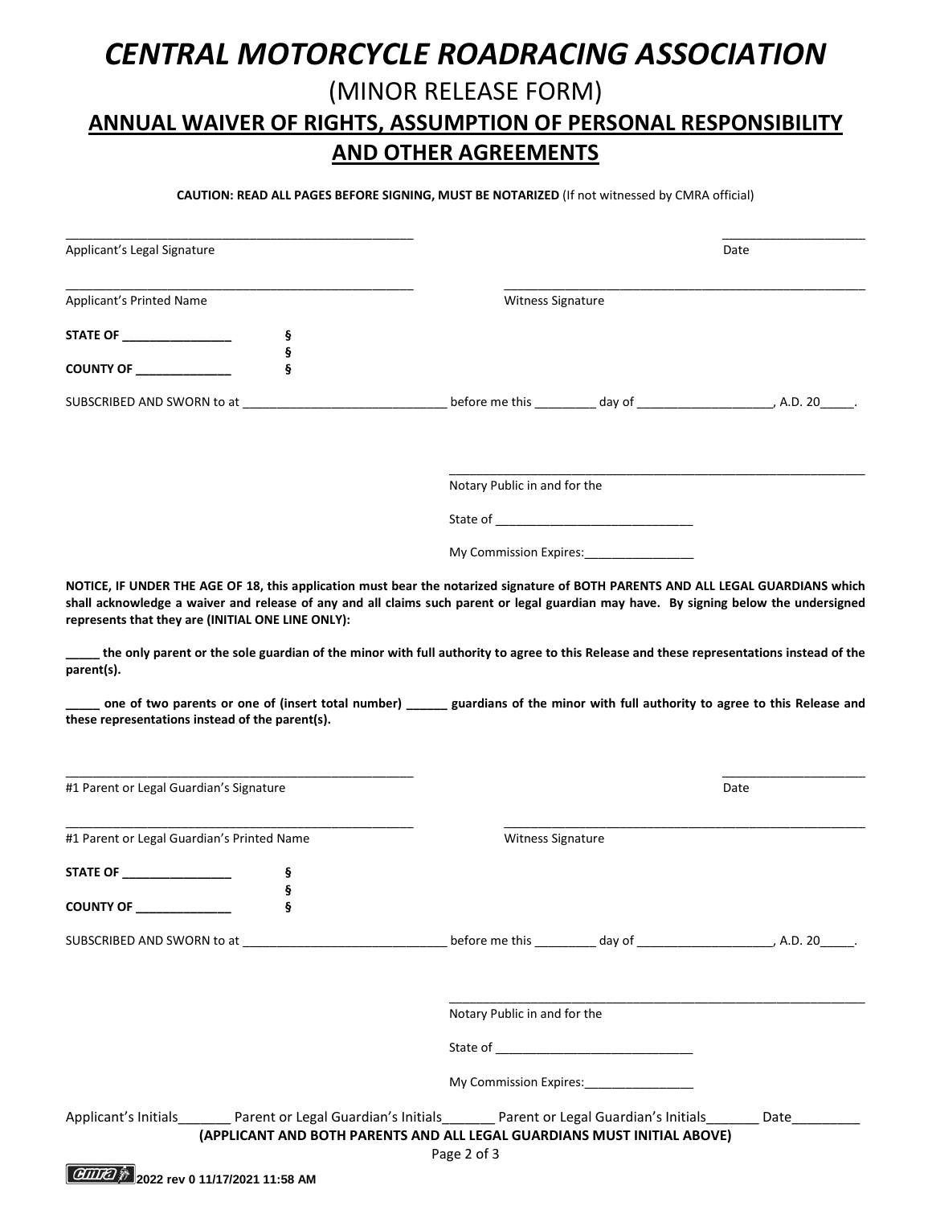# *CENTRAL MOTORCYCLE ROADRACING ASSOCIATION*

## (MINOR RELEASE FORM)

## ANNUAL WAIVER OF RIGHTS, ASSUMPTION OF PERSONAL RESPONSIBILITY AND OTHER AGREEMENTS

**CAUTION: READ ALL PAGES BEFORE SIGNING, MUST BE NOTARIZED** (If not witnessed by CMRA official)

_______________________________________________ ____________________
Applicant's Legal Signature Date

_______________________________________________ _______________________________________________
Applicant's Printed Name Witness Signature

**STATE OF _______________** §
§
**COUNTY OF _____________** §

SUBSCRIBED AND SWORN to at _____________________________ before me this _________ day of ___________________, A.D. 20_____.

_______________________________________________
Notary Public in and for the

State of ____________________________

My Commission Expires:________________

**NOTICE, IF UNDER THE AGE OF 18, this application must bear the notarized signature of BOTH PARENTS AND ALL LEGAL GUARDIANS which shall acknowledge a waiver and release of any and all claims such parent or legal guardian may have. By signing below the undersigned represents that they are (INITIAL ONE LINE ONLY):**

**_____ the only parent or the sole guardian of the minor with full authority to agree to this Release and these representations instead of the parent(s).**

**_____ one of two parents or one of (insert total number) ______ guardians of the minor with full authority to agree to this Release and these representations instead of the parent(s).**

_______________________________________________ ____________________
#1 Parent or Legal Guardian's Signature Date

_______________________________________________ _______________________________________________
#1 Parent or Legal Guardian's Printed Name Witness Signature

**STATE OF _______________** §
§
**COUNTY OF _____________** §

SUBSCRIBED AND SWORN to at _____________________________ before me this _________ day of ___________________, A.D. 20_____.

_______________________________________________
Notary Public in and for the

State of ____________________________

My Commission Expires:________________

Applicant's Initials_______ Parent or Legal Guardian's Initials_______ Parent or Legal Guardian's Initials_______ Date_________

**(APPLICANT AND BOTH PARENTS AND ALL LEGAL GUARDIANS MUST INITIAL ABOVE)**

**2022 rev 0 11/17/2021 11:58 AM**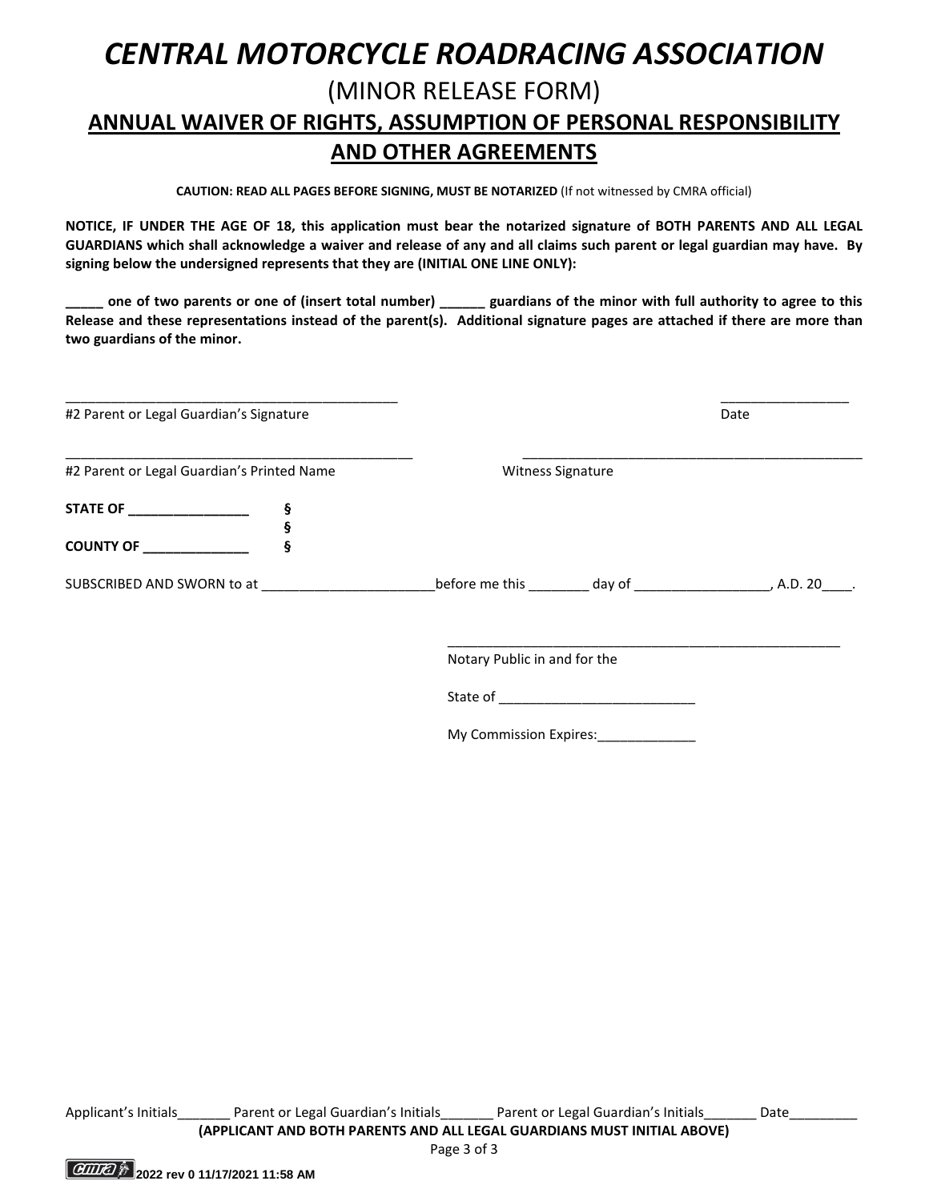# *CENTRAL MOTORCYCLE ROADRACING ASSOCIATION*

## (MINOR RELEASE FORM)

## ANNUAL WAIVER OF RIGHTS, ASSUMPTION OF PERSONAL RESPONSIBILITY AND OTHER AGREEMENTS

**CAUTION: READ ALL PAGES BEFORE SIGNING, MUST BE NOTARIZED** (If not witnessed by CMRA official)

**NOTICE, IF UNDER THE AGE OF 18, this application must bear the notarized signature of BOTH PARENTS AND ALL LEGAL GUARDIANS which shall acknowledge a waiver and release of any and all claims such parent or legal guardian may have. By signing below the undersigned represents that they are (INITIAL ONE LINE ONLY):**

**_____ one of two parents or one of (insert total number) ______ guardians of the minor with full authority to agree to this Release and these representations instead of the parent(s). Additional signature pages are attached if there are more than two guardians of the minor.**

_____________________________________________ _________________

#2 Parent or Legal Guardian's Signature Date

_______________________________________________ _______________________________________________

#2 Parent or Legal Guardian's Printed Name Witness Signature

**STATE OF ________________** §

§

**COUNTY OF ______________** §

SUBSCRIBED AND SWORN to at _______________________before me this ________ day of __________________, A.D. 20____.

______________________________________________________

Notary Public in and for the

State of __________________________

My Commission Expires:_____________

Applicant's Initials_______ Parent or Legal Guardian's Initials_______ Parent or Legal Guardian's Initials_______ Date_________

**(APPLICANT AND BOTH PARENTS AND ALL LEGAL GUARDIANS MUST INITIAL ABOVE)**

**2022 rev 0 11/17/2021 11:58 AM**